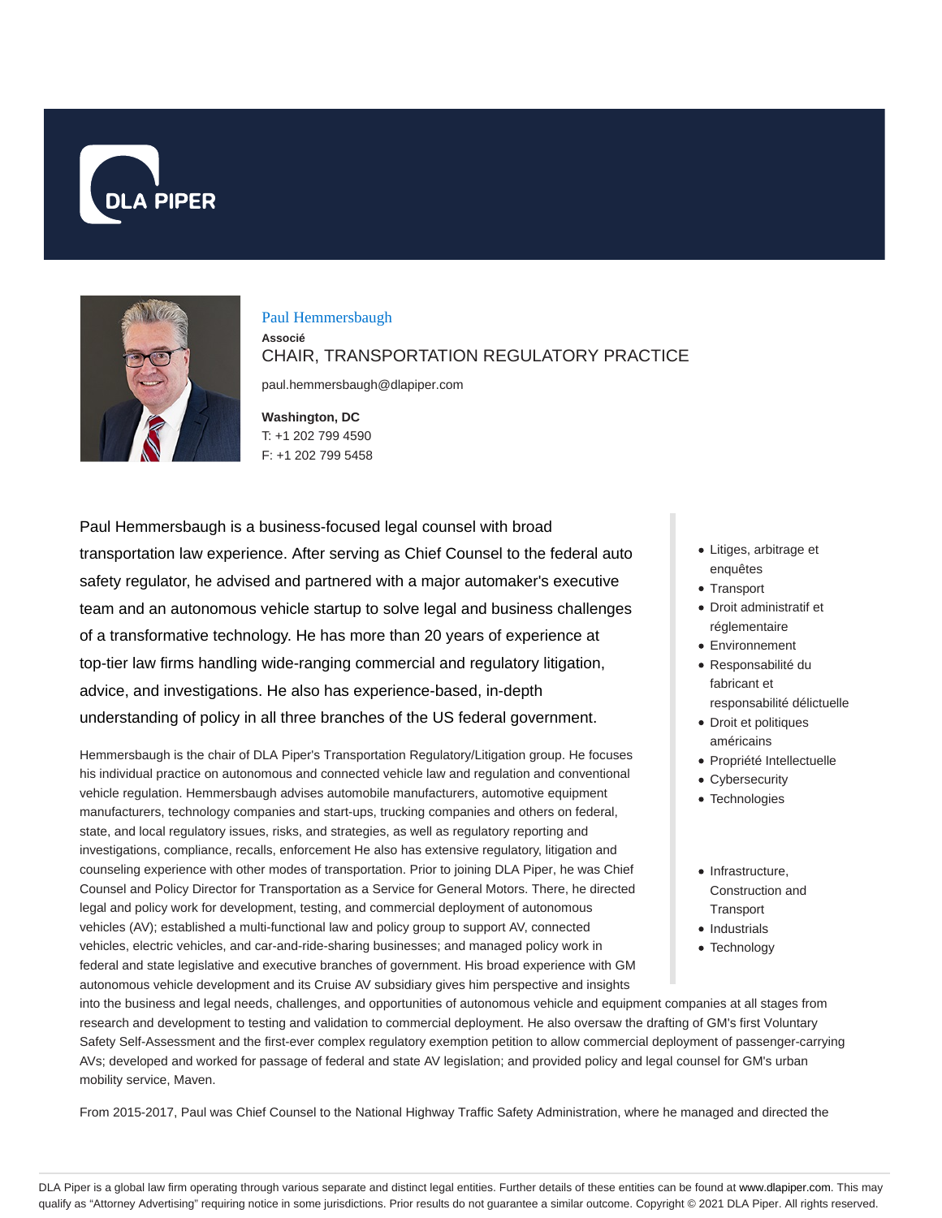DLA PIPER

# Paul Hemmersbaugh

**Associé**

## CHAIR, TRANSPORTATION REGULATORY PRACTICE

paul.hemmersbaugh@dlapiper.com

**Washington, DC**
T: +1 202 799 4590
F: +1 202 799 5458

Paul Hemmersbaugh is a business-focused legal counsel with broad transportation law experience. After serving as Chief Counsel to the federal auto safety regulator, he advised and partnered with a major automaker's executive team and an autonomous vehicle startup to solve legal and business challenges of a transformative technology. He has more than 20 years of experience at top-tier law firms handling wide-ranging commercial and regulatory litigation, advice, and investigations. He also has experience-based, in-depth understanding of policy in all three branches of the US federal government.

- Litiges, arbitrage et enquêtes
- Transport
- Droit administratif et réglementaire
- Environnement
- Responsabilité du fabricant et responsabilité délictuelle
- Droit et politiques américains
- Propriété Intellectuelle
- Cybersecurity
- Technologies

- Infrastructure, Construction and Transport
- Industrials
- Technology

Hemmersbaugh is the chair of DLA Piper's Transportation Regulatory/Litigation group. He focuses his individual practice on autonomous and connected vehicle law and regulation and conventional vehicle regulation. Hemmersbaugh advises automobile manufacturers, automotive equipment manufacturers, technology companies and start-ups, trucking companies and others on federal, state, and local regulatory issues, risks, and strategies, as well as regulatory reporting and investigations, compliance, recalls, enforcement He also has extensive regulatory, litigation and counseling experience with other modes of transportation. Prior to joining DLA Piper, he was Chief Counsel and Policy Director for Transportation as a Service for General Motors. There, he directed legal and policy work for development, testing, and commercial deployment of autonomous vehicles (AV); established a multi-functional law and policy group to support AV, connected vehicles, electric vehicles, and car-and-ride-sharing businesses; and managed policy work in federal and state legislative and executive branches of government. His broad experience with GM autonomous vehicle development and its Cruise AV subsidiary gives him perspective and insights into the business and legal needs, challenges, and opportunities of autonomous vehicle and equipment companies at all stages from research and development to testing and validation to commercial deployment. He also oversaw the drafting of GM's first Voluntary Safety Self-Assessment and the first-ever complex regulatory exemption petition to allow commercial deployment of passenger-carrying AVs; developed and worked for passage of federal and state AV legislation; and provided policy and legal counsel for GM's urban mobility service, Maven.

From 2015-2017, Paul was Chief Counsel to the National Highway Traffic Safety Administration, where he managed and directed the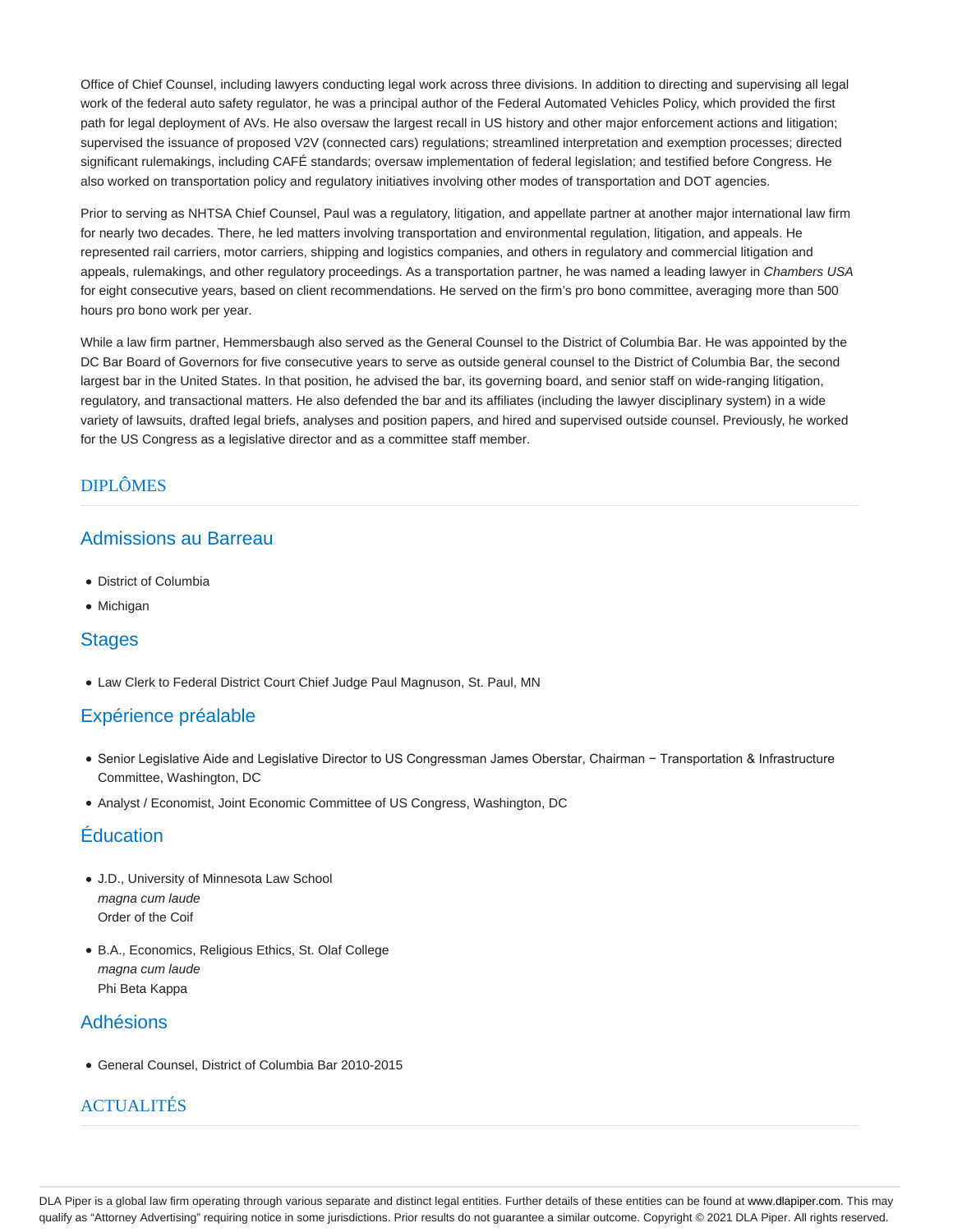Office of Chief Counsel, including lawyers conducting legal work across three divisions. In addition to directing and supervising all legal work of the federal auto safety regulator, he was a principal author of the Federal Automated Vehicles Policy, which provided the first path for legal deployment of AVs. He also oversaw the largest recall in US history and other major enforcement actions and litigation; supervised the issuance of proposed V2V (connected cars) regulations; streamlined interpretation and exemption processes; directed significant rulemakings, including CAFÉ standards; oversaw implementation of federal legislation; and testified before Congress. He also worked on transportation policy and regulatory initiatives involving other modes of transportation and DOT agencies.

Prior to serving as NHTSA Chief Counsel, Paul was a regulatory, litigation, and appellate partner at another major international law firm for nearly two decades. There, he led matters involving transportation and environmental regulation, litigation, and appeals. He represented rail carriers, motor carriers, shipping and logistics companies, and others in regulatory and commercial litigation and appeals, rulemakings, and other regulatory proceedings. As a transportation partner, he was named a leading lawyer in *Chambers USA* for eight consecutive years, based on client recommendations. He served on the firm's pro bono committee, averaging more than 500 hours pro bono work per year.

While a law firm partner, Hemmersbaugh also served as the General Counsel to the District of Columbia Bar. He was appointed by the DC Bar Board of Governors for five consecutive years to serve as outside general counsel to the District of Columbia Bar, the second largest bar in the United States. In that position, he advised the bar, its governing board, and senior staff on wide-ranging litigation, regulatory, and transactional matters. He also defended the bar and its affiliates (including the lawyer disciplinary system) in a wide variety of lawsuits, drafted legal briefs, analyses and position papers, and hired and supervised outside counsel. Previously, he worked for the US Congress as a legislative director and as a committee staff member.

## DIPLÔMES

### Admissions au Barreau

- District of Columbia
- Michigan

### Stages

- Law Clerk to Federal District Court Chief Judge Paul Magnuson, St. Paul, MN

### Expérience préalable

- Senior Legislative Aide and Legislative Director to US Congressman James Oberstar, Chairman − Transportation & Infrastructure Committee, Washington, DC
- Analyst / Economist, Joint Economic Committee of US Congress, Washington, DC

### Éducation

- J.D., University of Minnesota Law School
  *magna cum laude*
  Order of the Coif
- B.A., Economics, Religious Ethics, St. Olaf College
  *magna cum laude*
  Phi Beta Kappa

### Adhésions

- General Counsel, District of Columbia Bar 2010-2015

## ACTUALITÉS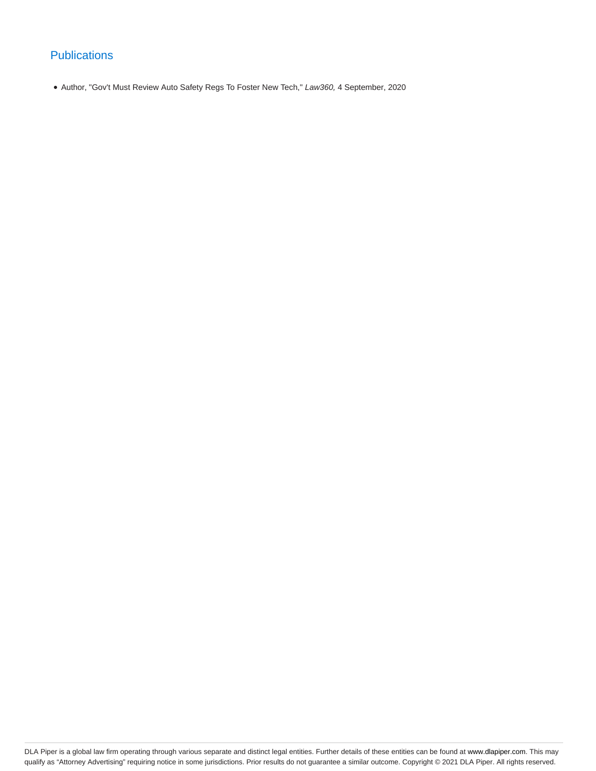## Publications

- Author, "Gov't Must Review Auto Safety Regs To Foster New Tech," *Law360,* 4 September, 2020

DLA Piper is a global law firm operating through various separate and distinct legal entities. Further details of these entities can be found at www.dlapiper.com. This may qualify as "Attorney Advertising" requiring notice in some jurisdictions. Prior results do not guarantee a similar outcome. Copyright © 2021 DLA Piper. All rights reserved.